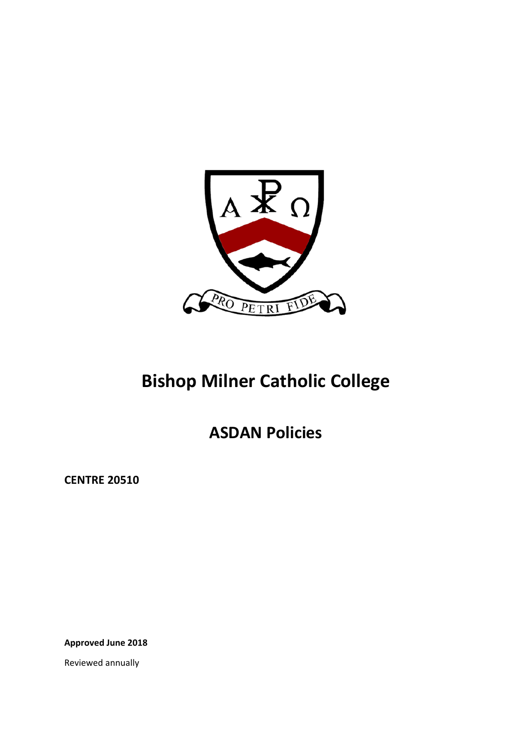# Bishop Milner Catholic College

## ASDAN Policies

**CENTRE 20510**

**Approved June 2018**

Reviewed annually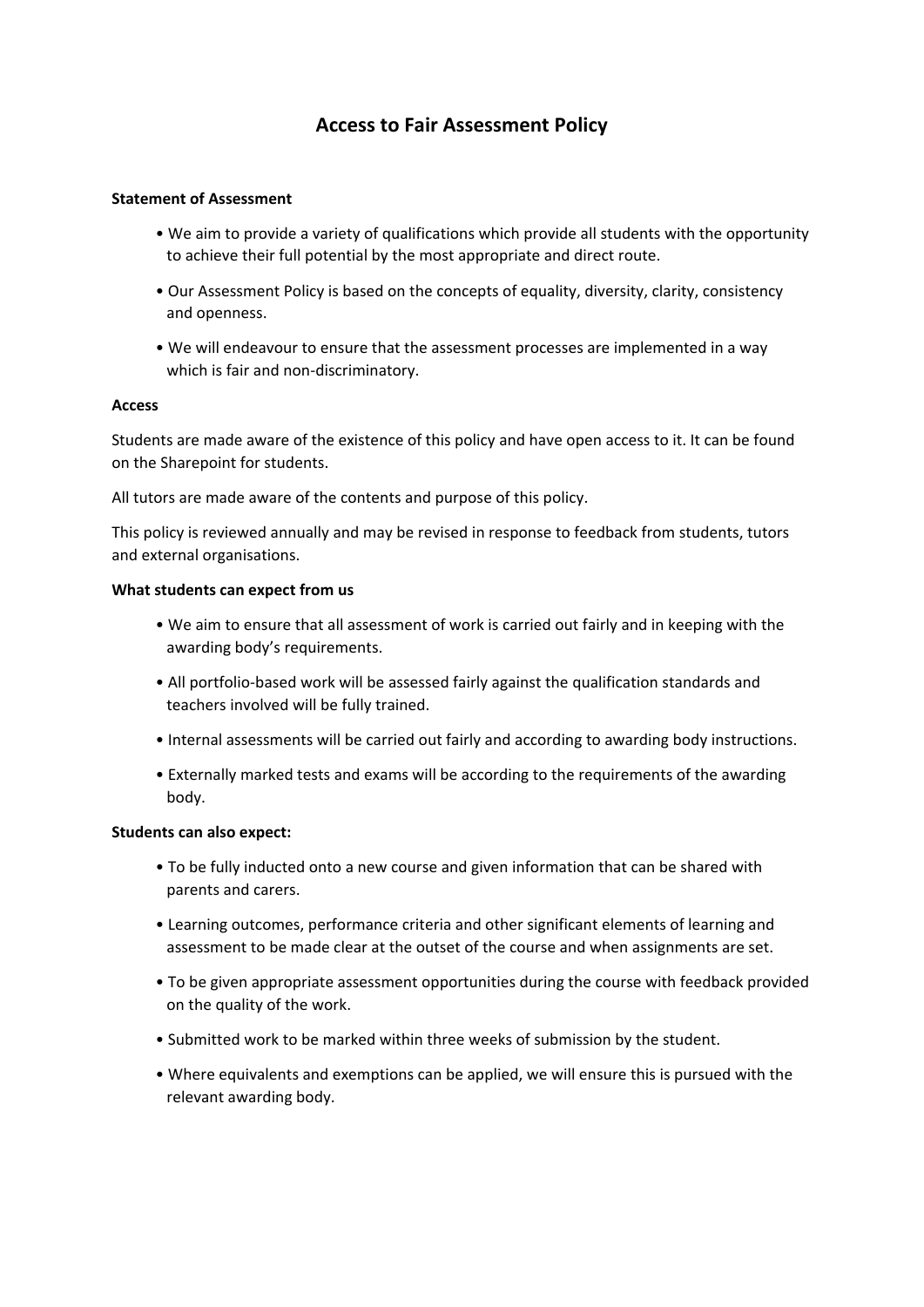# Access to Fair Assessment Policy

**Statement of Assessment**

- We aim to provide a variety of qualifications which provide all students with the opportunity to achieve their full potential by the most appropriate and direct route.
- Our Assessment Policy is based on the concepts of equality, diversity, clarity, consistency and openness.
- We will endeavour to ensure that the assessment processes are implemented in a way which is fair and non-discriminatory.

**Access**

Students are made aware of the existence of this policy and have open access to it. It can be found on the Sharepoint for students.

All tutors are made aware of the contents and purpose of this policy.

This policy is reviewed annually and may be revised in response to feedback from students, tutors and external organisations.

**What students can expect from us**

- We aim to ensure that all assessment of work is carried out fairly and in keeping with the awarding body's requirements.
- All portfolio-based work will be assessed fairly against the qualification standards and teachers involved will be fully trained.
- Internal assessments will be carried out fairly and according to awarding body instructions.
- Externally marked tests and exams will be according to the requirements of the awarding body.

**Students can also expect:**

- To be fully inducted onto a new course and given information that can be shared with parents and carers.
- Learning outcomes, performance criteria and other significant elements of learning and assessment to be made clear at the outset of the course and when assignments are set.
- To be given appropriate assessment opportunities during the course with feedback provided on the quality of the work.
- Submitted work to be marked within three weeks of submission by the student.
- Where equivalents and exemptions can be applied, we will ensure this is pursued with the relevant awarding body.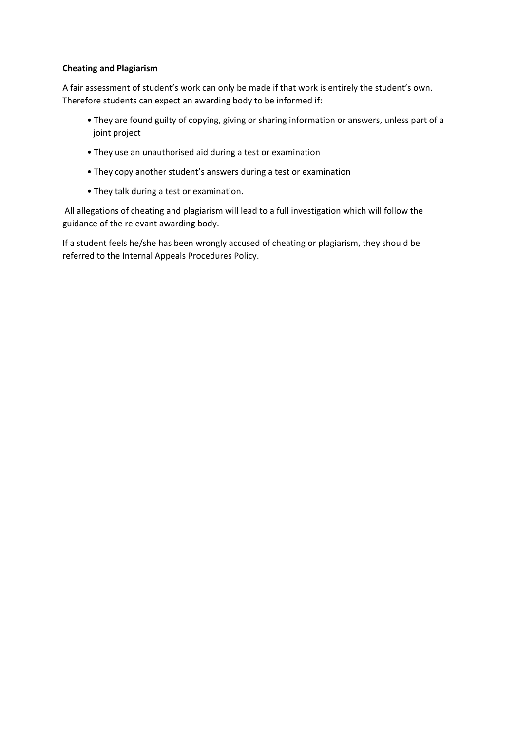**Cheating and Plagiarism**

A fair assessment of student's work can only be made if that work is entirely the student's own. Therefore students can expect an awarding body to be informed if:

- They are found guilty of copying, giving or sharing information or answers, unless part of a joint project
- They use an unauthorised aid during a test or examination
- They copy another student's answers during a test or examination
- They talk during a test or examination.

All allegations of cheating and plagiarism will lead to a full investigation which will follow the guidance of the relevant awarding body.

If a student feels he/she has been wrongly accused of cheating or plagiarism, they should be referred to the Internal Appeals Procedures Policy.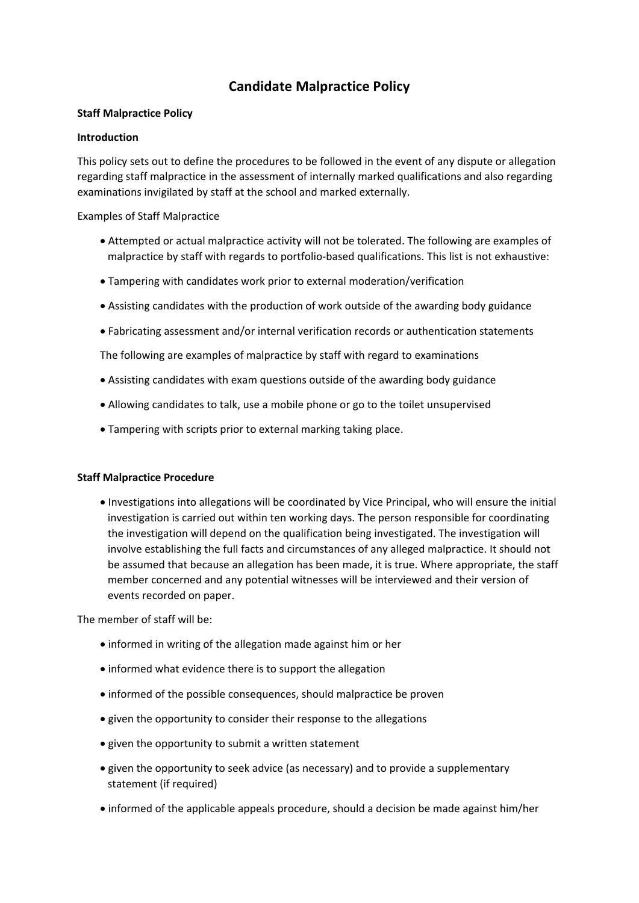# Candidate Malpractice Policy

**Staff Malpractice Policy**

**Introduction**

This policy sets out to define the procedures to be followed in the event of any dispute or allegation regarding staff malpractice in the assessment of internally marked qualifications and also regarding examinations invigilated by staff at the school and marked externally.

Examples of Staff Malpractice

- Attempted or actual malpractice activity will not be tolerated. The following are examples of malpractice by staff with regards to portfolio-based qualifications. This list is not exhaustive:
- Tampering with candidates work prior to external moderation/verification
- Assisting candidates with the production of work outside of the awarding body guidance
- Fabricating assessment and/or internal verification records or authentication statements

The following are examples of malpractice by staff with regard to examinations

- Assisting candidates with exam questions outside of the awarding body guidance
- Allowing candidates to talk, use a mobile phone or go to the toilet unsupervised
- Tampering with scripts prior to external marking taking place.

**Staff Malpractice Procedure**

- Investigations into allegations will be coordinated by Vice Principal, who will ensure the initial investigation is carried out within ten working days. The person responsible for coordinating the investigation will depend on the qualification being investigated. The investigation will involve establishing the full facts and circumstances of any alleged malpractice. It should not be assumed that because an allegation has been made, it is true. Where appropriate, the staff member concerned and any potential witnesses will be interviewed and their version of events recorded on paper.

The member of staff will be:

- informed in writing of the allegation made against him or her
- informed what evidence there is to support the allegation
- informed of the possible consequences, should malpractice be proven
- given the opportunity to consider their response to the allegations
- given the opportunity to submit a written statement
- given the opportunity to seek advice (as necessary) and to provide a supplementary statement (if required)
- informed of the applicable appeals procedure, should a decision be made against him/her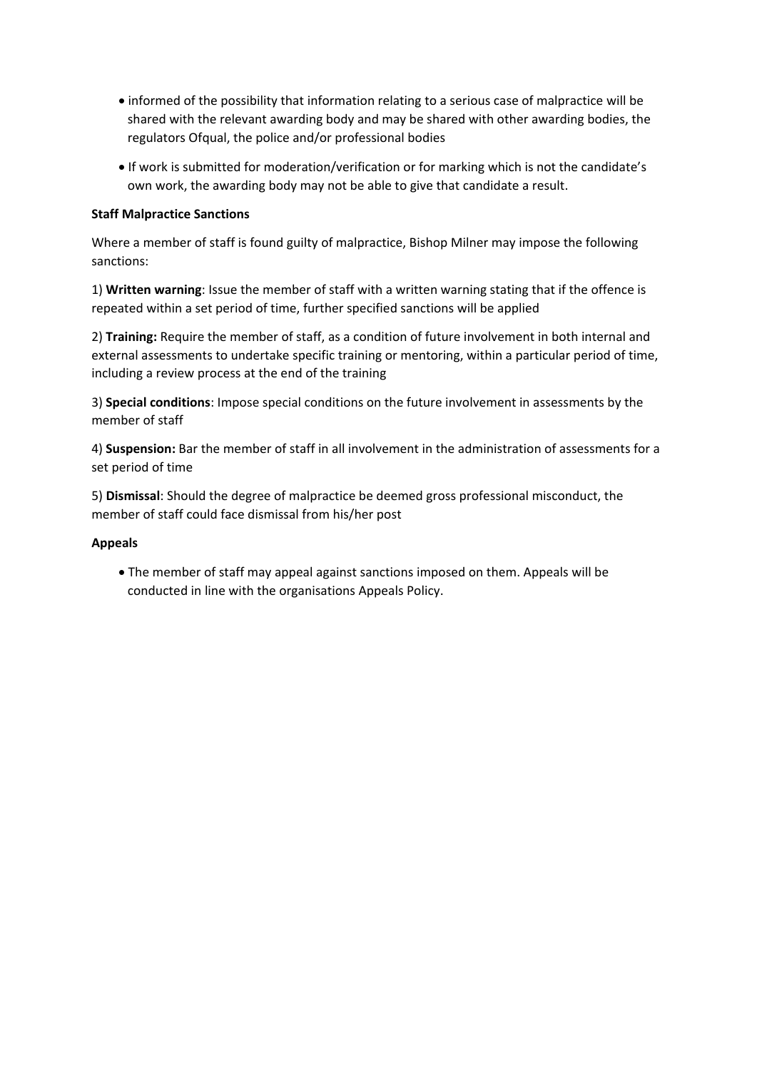- informed of the possibility that information relating to a serious case of malpractice will be shared with the relevant awarding body and may be shared with other awarding bodies, the regulators Ofqual, the police and/or professional bodies
- If work is submitted for moderation/verification or for marking which is not the candidate's own work, the awarding body may not be able to give that candidate a result.

**Staff Malpractice Sanctions**

Where a member of staff is found guilty of malpractice, Bishop Milner may impose the following sanctions:

1) **Written warning**: Issue the member of staff with a written warning stating that if the offence is repeated within a set period of time, further specified sanctions will be applied

2) **Training:** Require the member of staff, as a condition of future involvement in both internal and external assessments to undertake specific training or mentoring, within a particular period of time, including a review process at the end of the training

3) **Special conditions**: Impose special conditions on the future involvement in assessments by the member of staff

4) **Suspension:** Bar the member of staff in all involvement in the administration of assessments for a set period of time

5) **Dismissal**: Should the degree of malpractice be deemed gross professional misconduct, the member of staff could face dismissal from his/her post

**Appeals**

- The member of staff may appeal against sanctions imposed on them. Appeals will be conducted in line with the organisations Appeals Policy.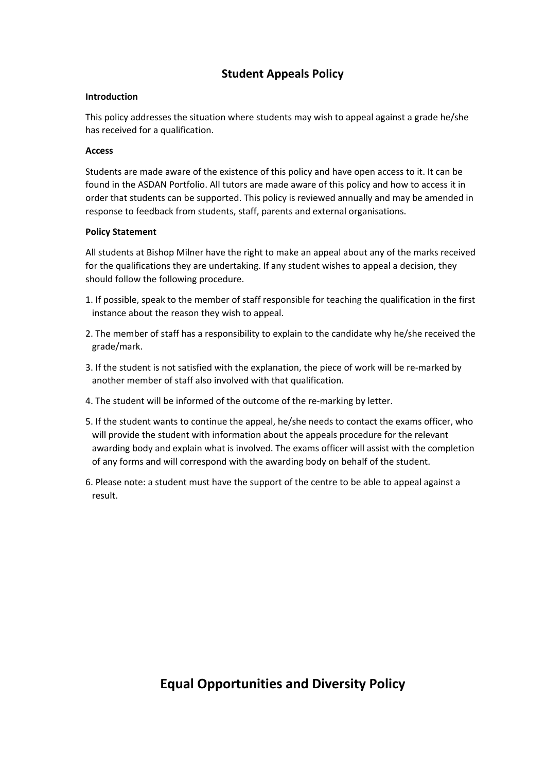# Student Appeals Policy

**Introduction**

This policy addresses the situation where students may wish to appeal against a grade he/she has received for a qualification.

**Access**

Students are made aware of the existence of this policy and have open access to it. It can be found in the ASDAN Portfolio. All tutors are made aware of this policy and how to access it in order that students can be supported. This policy is reviewed annually and may be amended in response to feedback from students, staff, parents and external organisations.

**Policy Statement**

All students at Bishop Milner have the right to make an appeal about any of the marks received for the qualifications they are undertaking. If any student wishes to appeal a decision, they should follow the following procedure.

1. If possible, speak to the member of staff responsible for teaching the qualification in the first instance about the reason they wish to appeal.
2. The member of staff has a responsibility to explain to the candidate why he/she received the grade/mark.
3. If the student is not satisfied with the explanation, the piece of work will be re-marked by another member of staff also involved with that qualification.
4. The student will be informed of the outcome of the re-marking by letter.
5. If the student wants to continue the appeal, he/she needs to contact the exams officer, who will provide the student with information about the appeals procedure for the relevant awarding body and explain what is involved. The exams officer will assist with the completion of any forms and will correspond with the awarding body on behalf of the student.
6. Please note: a student must have the support of the centre to be able to appeal against a result.

# Equal Opportunities and Diversity Policy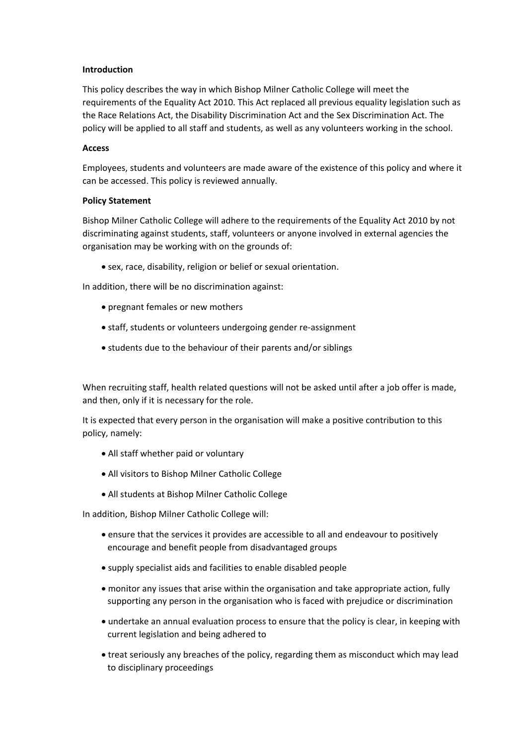**Introduction**

This policy describes the way in which Bishop Milner Catholic College will meet the requirements of the Equality Act 2010. This Act replaced all previous equality legislation such as the Race Relations Act, the Disability Discrimination Act and the Sex Discrimination Act. The policy will be applied to all staff and students, as well as any volunteers working in the school.

**Access**

Employees, students and volunteers are made aware of the existence of this policy and where it can be accessed. This policy is reviewed annually.

**Policy Statement**

Bishop Milner Catholic College will adhere to the requirements of the Equality Act 2010 by not discriminating against students, staff, volunteers or anyone involved in external agencies the organisation may be working with on the grounds of:

- sex, race, disability, religion or belief or sexual orientation.

In addition, there will be no discrimination against:

- pregnant females or new mothers
- staff, students or volunteers undergoing gender re-assignment
- students due to the behaviour of their parents and/or siblings

When recruiting staff, health related questions will not be asked until after a job offer is made, and then, only if it is necessary for the role.

It is expected that every person in the organisation will make a positive contribution to this policy, namely:

- All staff whether paid or voluntary
- All visitors to Bishop Milner Catholic College
- All students at Bishop Milner Catholic College

In addition, Bishop Milner Catholic College will:

- ensure that the services it provides are accessible to all and endeavour to positively encourage and benefit people from disadvantaged groups
- supply specialist aids and facilities to enable disabled people
- monitor any issues that arise within the organisation and take appropriate action, fully supporting any person in the organisation who is faced with prejudice or discrimination
- undertake an annual evaluation process to ensure that the policy is clear, in keeping with current legislation and being adhered to
- treat seriously any breaches of the policy, regarding them as misconduct which may lead to disciplinary proceedings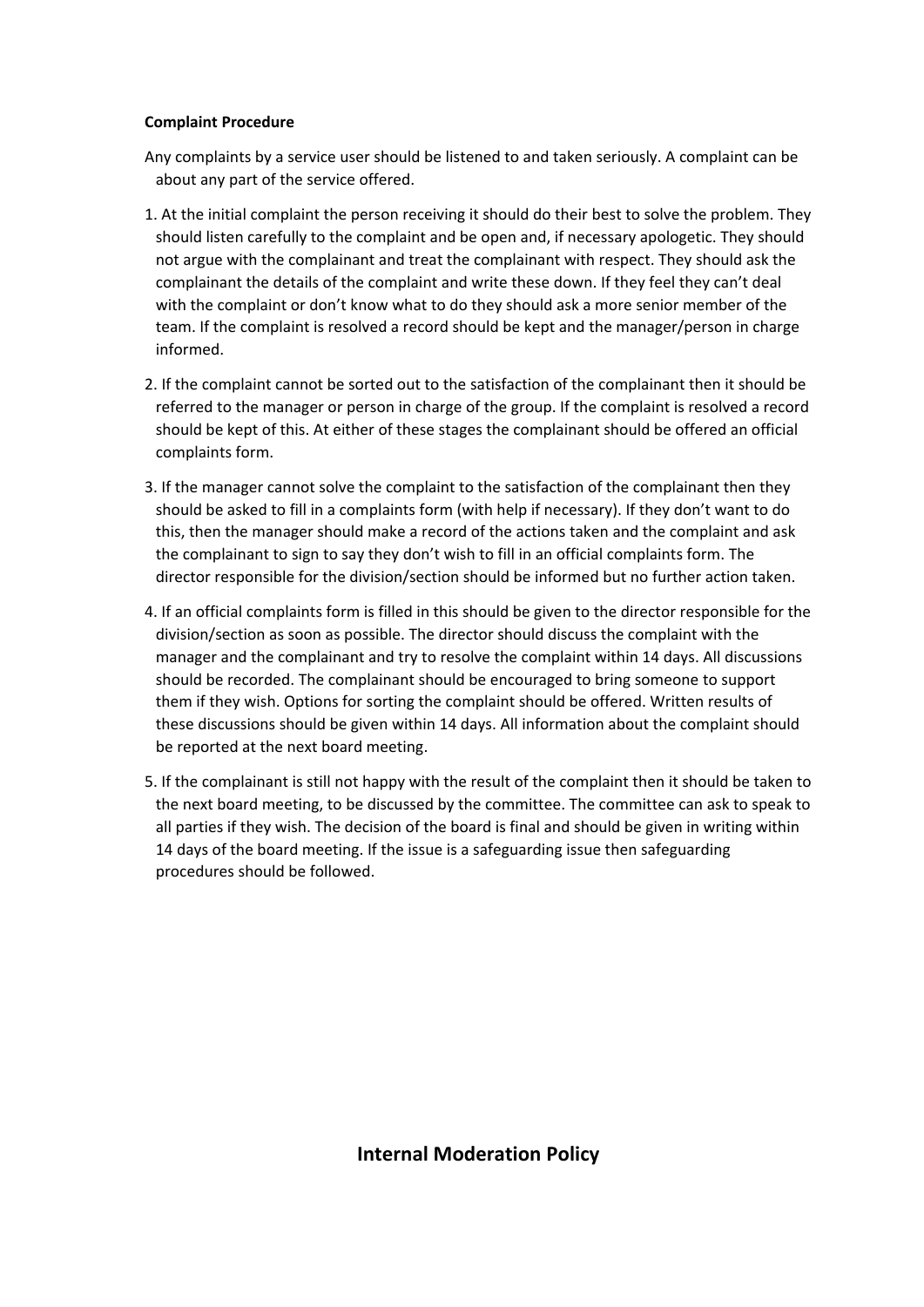**Complaint Procedure**

Any complaints by a service user should be listened to and taken seriously. A complaint can be about any part of the service offered.

1. At the initial complaint the person receiving it should do their best to solve the problem. They should listen carefully to the complaint and be open and, if necessary apologetic. They should not argue with the complainant and treat the complainant with respect. They should ask the complainant the details of the complaint and write these down. If they feel they can't deal with the complaint or don't know what to do they should ask a more senior member of the team. If the complaint is resolved a record should be kept and the manager/person in charge informed.
2. If the complaint cannot be sorted out to the satisfaction of the complainant then it should be referred to the manager or person in charge of the group. If the complaint is resolved a record should be kept of this. At either of these stages the complainant should be offered an official complaints form.
3. If the manager cannot solve the complaint to the satisfaction of the complainant then they should be asked to fill in a complaints form (with help if necessary). If they don't want to do this, then the manager should make a record of the actions taken and the complaint and ask the complainant to sign to say they don't wish to fill in an official complaints form. The director responsible for the division/section should be informed but no further action taken.
4. If an official complaints form is filled in this should be given to the director responsible for the division/section as soon as possible. The director should discuss the complaint with the manager and the complainant and try to resolve the complaint within 14 days. All discussions should be recorded. The complainant should be encouraged to bring someone to support them if they wish. Options for sorting the complaint should be offered. Written results of these discussions should be given within 14 days. All information about the complaint should be reported at the next board meeting.
5. If the complainant is still not happy with the result of the complaint then it should be taken to the next board meeting, to be discussed by the committee. The committee can ask to speak to all parties if they wish. The decision of the board is final and should be given in writing within 14 days of the board meeting. If the issue is a safeguarding issue then safeguarding procedures should be followed.

## Internal Moderation Policy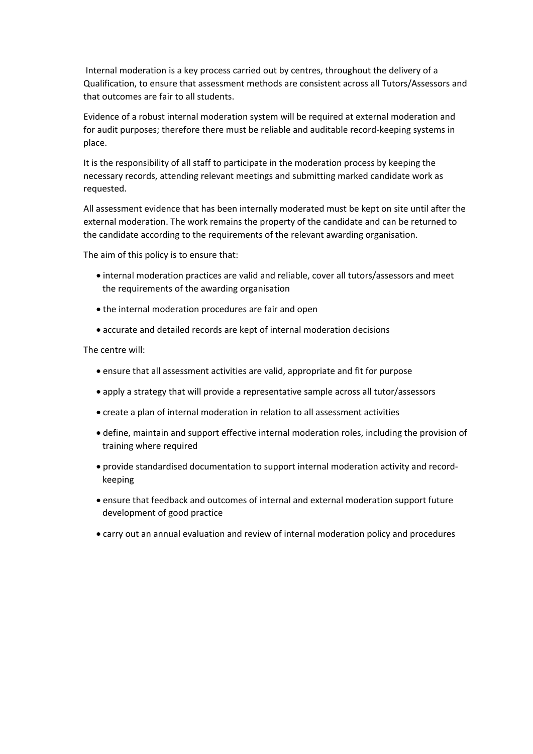Internal moderation is a key process carried out by centres, throughout the delivery of a Qualification, to ensure that assessment methods are consistent across all Tutors/Assessors and that outcomes are fair to all students.

Evidence of a robust internal moderation system will be required at external moderation and for audit purposes; therefore there must be reliable and auditable record-keeping systems in place.

It is the responsibility of all staff to participate in the moderation process by keeping the necessary records, attending relevant meetings and submitting marked candidate work as requested.

All assessment evidence that has been internally moderated must be kept on site until after the external moderation. The work remains the property of the candidate and can be returned to the candidate according to the requirements of the relevant awarding organisation.

The aim of this policy is to ensure that:

- internal moderation practices are valid and reliable, cover all tutors/assessors and meet the requirements of the awarding organisation
- the internal moderation procedures are fair and open
- accurate and detailed records are kept of internal moderation decisions

The centre will:

- ensure that all assessment activities are valid, appropriate and fit for purpose
- apply a strategy that will provide a representative sample across all tutor/assessors
- create a plan of internal moderation in relation to all assessment activities
- define, maintain and support effective internal moderation roles, including the provision of training where required
- provide standardised documentation to support internal moderation activity and record-keeping
- ensure that feedback and outcomes of internal and external moderation support future development of good practice
- carry out an annual evaluation and review of internal moderation policy and procedures